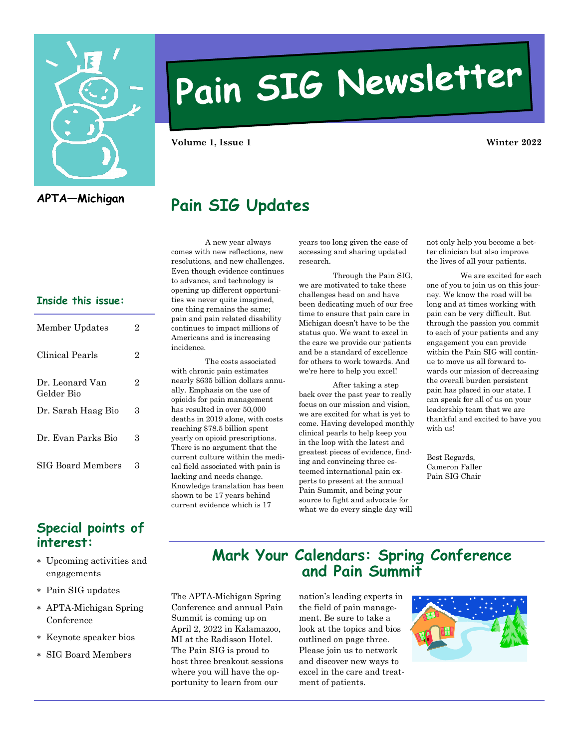# Pain SIG Newsletter

**Volume 1, Issue 1** **Winter 2022**

**APTA—Michigan**

## Pain SIG Updates

A new year always comes with new reflections, new resolutions, and new challenges. Even though evidence continues to advance, and technology is opening up different opportunities we never quite imagined, one thing remains the same; pain and pain related disability continues to impact millions of Americans and is increasing incidence.

The costs associated with chronic pain estimates nearly $635 billion dollars annually. Emphasis on the use of opioids for pain management has resulted in over 50,000 deaths in 2019 alone, with costs reaching $78.5 billion spent yearly on opioid prescriptions. There is no argument that the current culture within the medical field associated with pain is lacking and needs change. Knowledge translation has been shown to be 17 years behind current evidence which is 17 years too long given the ease of accessing and sharing updated research.

Through the Pain SIG, we are motivated to take these challenges head on and have been dedicating much of our free time to ensure that pain care in Michigan doesn't have to be the status quo. We want to excel in the care we provide our patients and be a standard of excellence for others to work towards. And we're here to help you excel!

After taking a step back over the past year to really focus on our mission and vision, we are excited for what is yet to come. Having developed monthly clinical pearls to help keep you in the loop with the latest and greatest pieces of evidence, finding and convincing three esteemed international pain experts to present at the annual Pain Summit, and being your source to fight and advocate for what we do every single day will not only help you become a better clinician but also improve the lives of all your patients.

We are excited for each one of you to join us on this journey. We know the road will be long and at times working with pain can be very difficult. But through the passion you commit to each of your patients and any engagement you can provide within the Pain SIG will continue to move us all forward towards our mission of decreasing the overall burden persistent pain has placed in our state. I can speak for all of us on your leadership team that we are thankful and excited to have you with us!

Best Regards,
Cameron Faller
Pain SIG Chair

### Inside this issue:

| | |
|---|---|
| Member Updates | 2 |
| Clinical Pearls | 2 |
| Dr. Leonard Van Gelder Bio | 2 |
| Dr. Sarah Haag Bio | 3 |
| Dr. Evan Parks Bio | 3 |
| SIG Board Members | 3 |

### Special points of interest:

- Upcoming activities and engagements
- Pain SIG updates
- APTA-Michigan Spring Conference
- Keynote speaker bios
- SIG Board Members

## Mark Your Calendars: Spring Conference and Pain Summit

The APTA-Michigan Spring Conference and annual Pain Summit is coming up on April 2, 2022 in Kalamazoo, MI at the Radisson Hotel. The Pain SIG is proud to host three breakout sessions where you will have the opportunity to learn from our nation's leading experts in the field of pain management. Be sure to take a look at the topics and bios outlined on page three. Please join us to network and discover new ways to excel in the care and treatment of patients.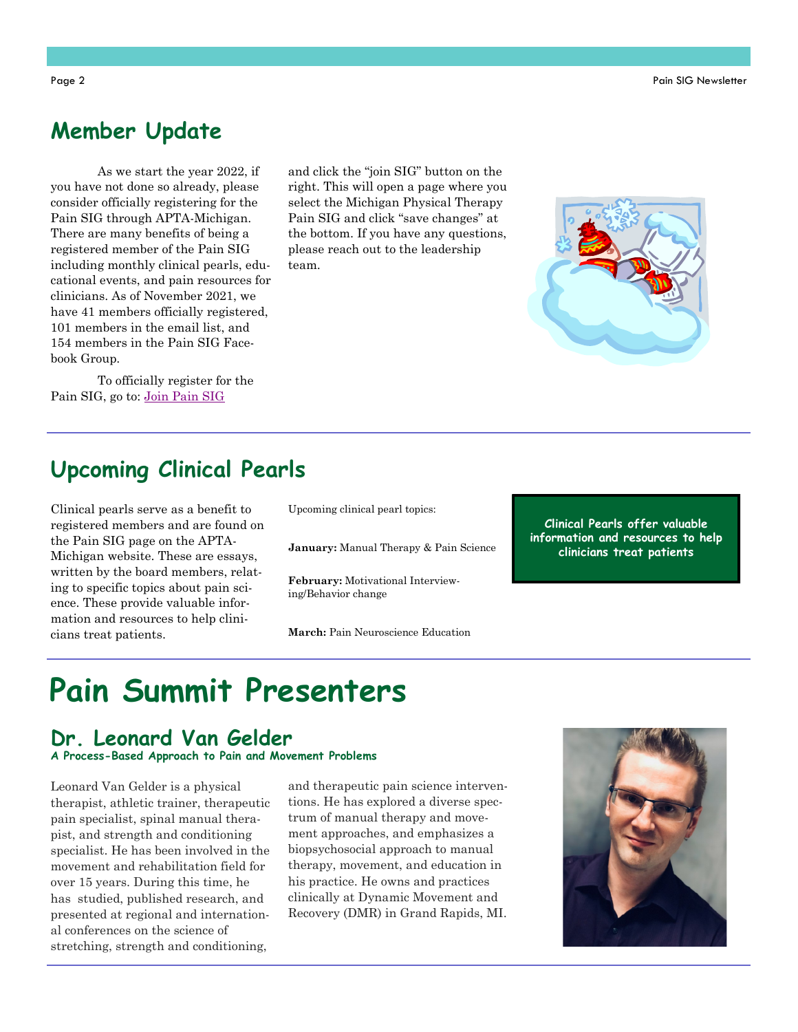## Member Update

As we start the year 2022, if you have not done so already, please consider officially registering for the Pain SIG through APTA-Michigan. There are many benefits of being a registered member of the Pain SIG including monthly clinical pearls, educational events, and pain resources for clinicians. As of November 2021, we have 41 members officially registered, 101 members in the email list, and 154 members in the Pain SIG Facebook Group.

To officially register for the Pain SIG, go to: Join Pain SIG and click the "join SIG" button on the right. This will open a page where you select the Michigan Physical Therapy Pain SIG and click "save changes" at the bottom. If you have any questions, please reach out to the leadership team.

## Upcoming Clinical Pearls

Clinical pearls serve as a benefit to registered members and are found on the Pain SIG page on the APTA-Michigan website. These are essays, written by the board members, relating to specific topics about pain science. These provide valuable information and resources to help clinicians treat patients.

Upcoming clinical pearl topics:

**January:** Manual Therapy & Pain Science

**February:** Motivational Interviewing/Behavior change

**March:** Pain Neuroscience Education

**Clinical Pearls offer valuable information and resources to help clinicians treat patients**

# Pain Summit Presenters

## Dr. Leonard Van Gelder

**A Process-Based Approach to Pain and Movement Problems**

Leonard Van Gelder is a physical therapist, athletic trainer, therapeutic pain specialist, spinal manual therapist, and strength and conditioning specialist. He has been involved in the movement and rehabilitation field for over 15 years. During this time, he has studied, published research, and presented at regional and international conferences on the science of stretching, strength and conditioning, and therapeutic pain science interventions. He has explored a diverse spectrum of manual therapy and movement approaches, and emphasizes a biopsychosocial approach to manual therapy, movement, and education in his practice. He owns and practices clinically at Dynamic Movement and Recovery (DMR) in Grand Rapids, MI.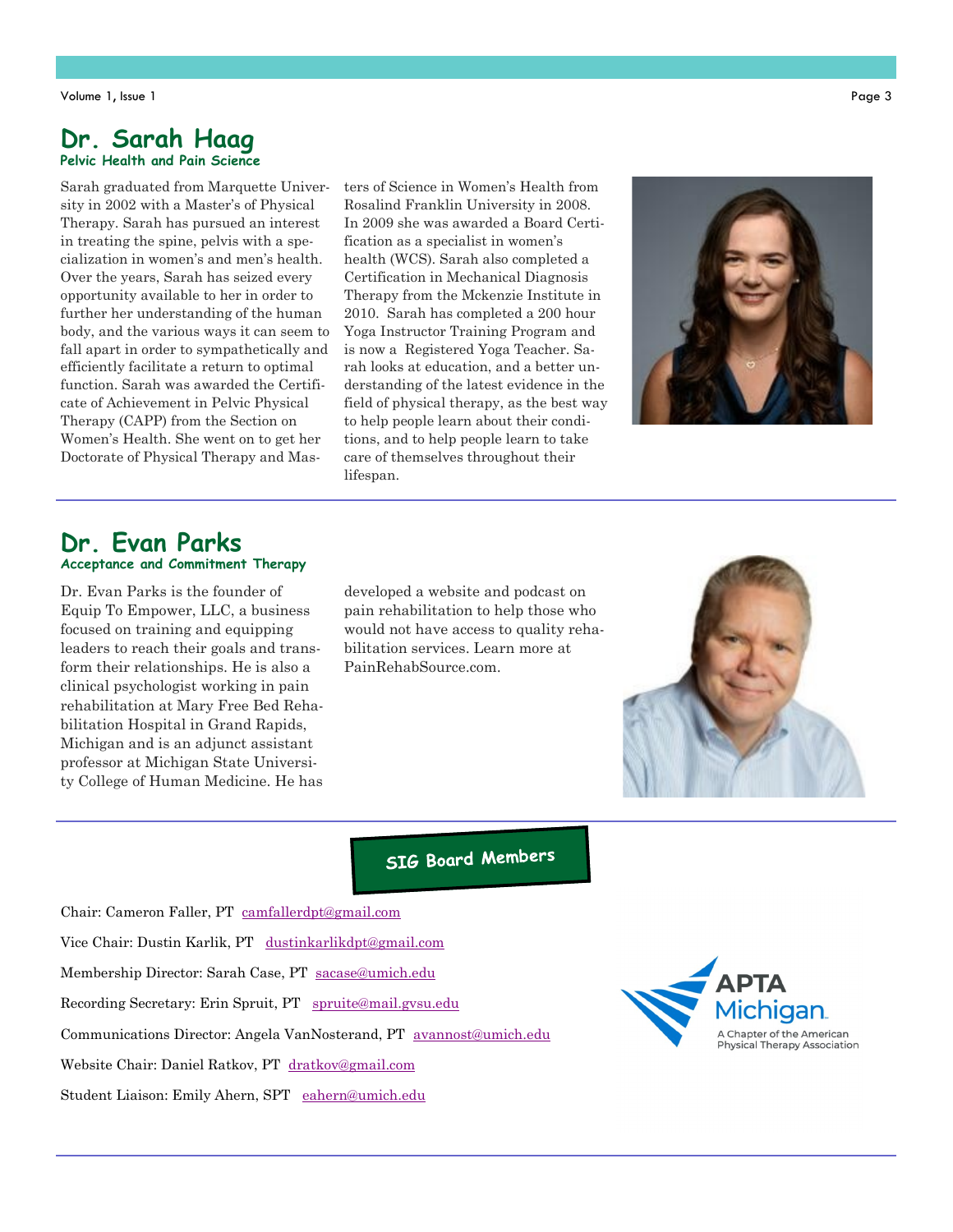## Dr. Sarah Haag

**Pelvic Health and Pain Science**

Sarah graduated from Marquette University in 2002 with a Master's of Physical Therapy. Sarah has pursued an interest in treating the spine, pelvis with a specialization in women's and men's health. Over the years, Sarah has seized every opportunity available to her in order to further her understanding of the human body, and the various ways it can seem to fall apart in order to sympathetically and efficiently facilitate a return to optimal function. Sarah was awarded the Certificate of Achievement in Pelvic Physical Therapy (CAPP) from the Section on Women's Health. She went on to get her Doctorate of Physical Therapy and Masters of Science in Women's Health from Rosalind Franklin University in 2008. In 2009 she was awarded a Board Certification as a specialist in women's health (WCS). Sarah also completed a Certification in Mechanical Diagnosis Therapy from the Mckenzie Institute in 2010. Sarah has completed a 200 hour Yoga Instructor Training Program and is now a Registered Yoga Teacher. Sarah looks at education, and a better understanding of the latest evidence in the field of physical therapy, as the best way to help people learn about their conditions, and to help people learn to take care of themselves throughout their lifespan.

## Dr. Evan Parks

**Acceptance and Commitment Therapy**

Dr. Evan Parks is the founder of Equip To Empower, LLC, a business focused on training and equipping leaders to reach their goals and transform their relationships. He is also a clinical psychologist working in pain rehabilitation at Mary Free Bed Rehabilitation Hospital in Grand Rapids, Michigan and is an adjunct assistant professor at Michigan State University College of Human Medicine. He has developed a website and podcast on pain rehabilitation to help those who would not have access to quality rehabilitation services. Learn more at PainRehabSource.com.

## SIG Board Members

Chair: Cameron Faller, PT camfallerdpt@gmail.com

Vice Chair: Dustin Karlik, PT dustinkarlikdpt@gmail.com

Membership Director: Sarah Case, PT sacase@umich.edu

Recording Secretary: Erin Spruit, PT spruite@mail.gvsu.edu

Communications Director: Angela VanNosterand, PT avannost@umich.edu

Website Chair: Daniel Ratkov, PT dratkov@gmail.com

Student Liaison: Emily Ahern, SPT eahern@umich.edu

APTA Michigan
A Chapter of the American Physical Therapy Association